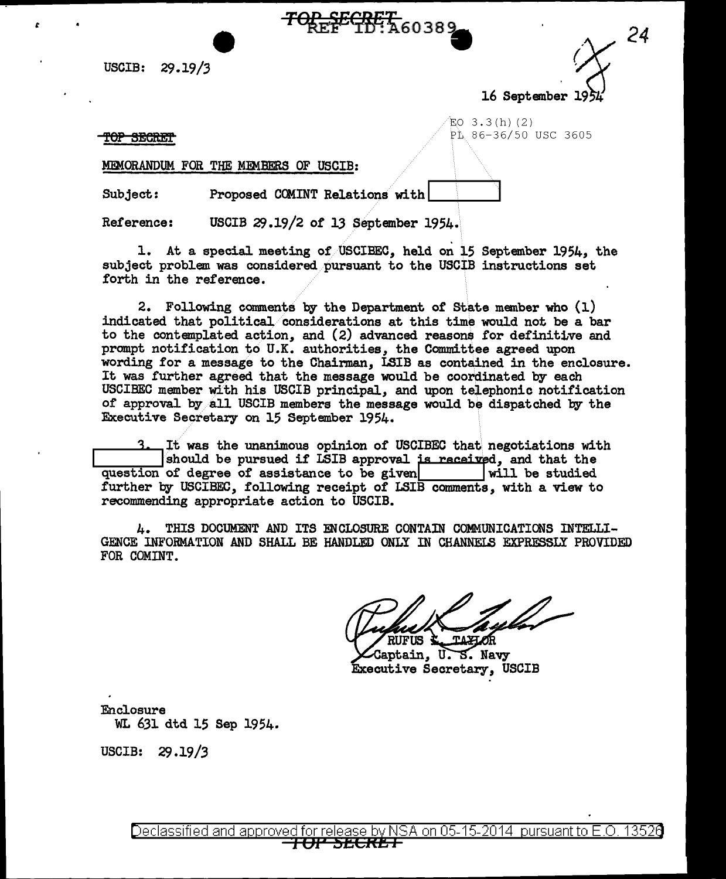~~TOP SECRET~~ REF ID:A60389

USCIB: 29.19/3

16 September 1954

~~TOP SECRET~~

EO 3.3(h)(2)
PL 86-36/50 USC 3605

MEMORANDUM FOR THE MEMBERS OF USCIB:

Subject: Proposed COMINT Relations with [redacted]

Reference: USCIB 29.19/2 of 13 September 1954.

1. At a special meeting of USCIBEC, held on 15 September 1954, the subject problem was considered pursuant to the USCIB instructions set forth in the reference.

2. Following comments by the Department of State member who (1) indicated that political considerations at this time would not be a bar to the contemplated action, and (2) advanced reasons for definitive and prompt notification to U.K. authorities, the Committee agreed upon wording for a message to the Chairman, LSIB as contained in the enclosure. It was further agreed that the message would be coordinated by each USCIBEC member with his USCIB principal, and upon telephonic notification of approval by all USCIB members the message would be dispatched by the Executive Secretary on 15 September 1954.

3. It was the unanimous opinion of USCIBEC that negotiations with [redacted] should be pursued if LSIB approval is received, and that the question of degree of assistance to be given [redacted] will be studied further by USCIBEC, following receipt of LSIB comments, with a view to recommending appropriate action to USCIB.

4. THIS DOCUMENT AND ITS ENCLOSURE CONTAIN COMMUNICATIONS INTELLIGENCE INFORMATION AND SHALL BE HANDLED ONLY IN CHANNELS EXPRESSLY PROVIDED FOR COMINT.

RUFUS L. TAYLOR
Captain, U. S. Navy
Executive Secretary, USCIB

Enclosure
WL 631 dtd 15 Sep 1954.

USCIB: 29.19/3

Declassified and approved for release by NSA on 05-15-2014 pursuant to E.O. 13526

~~TOP SECRET~~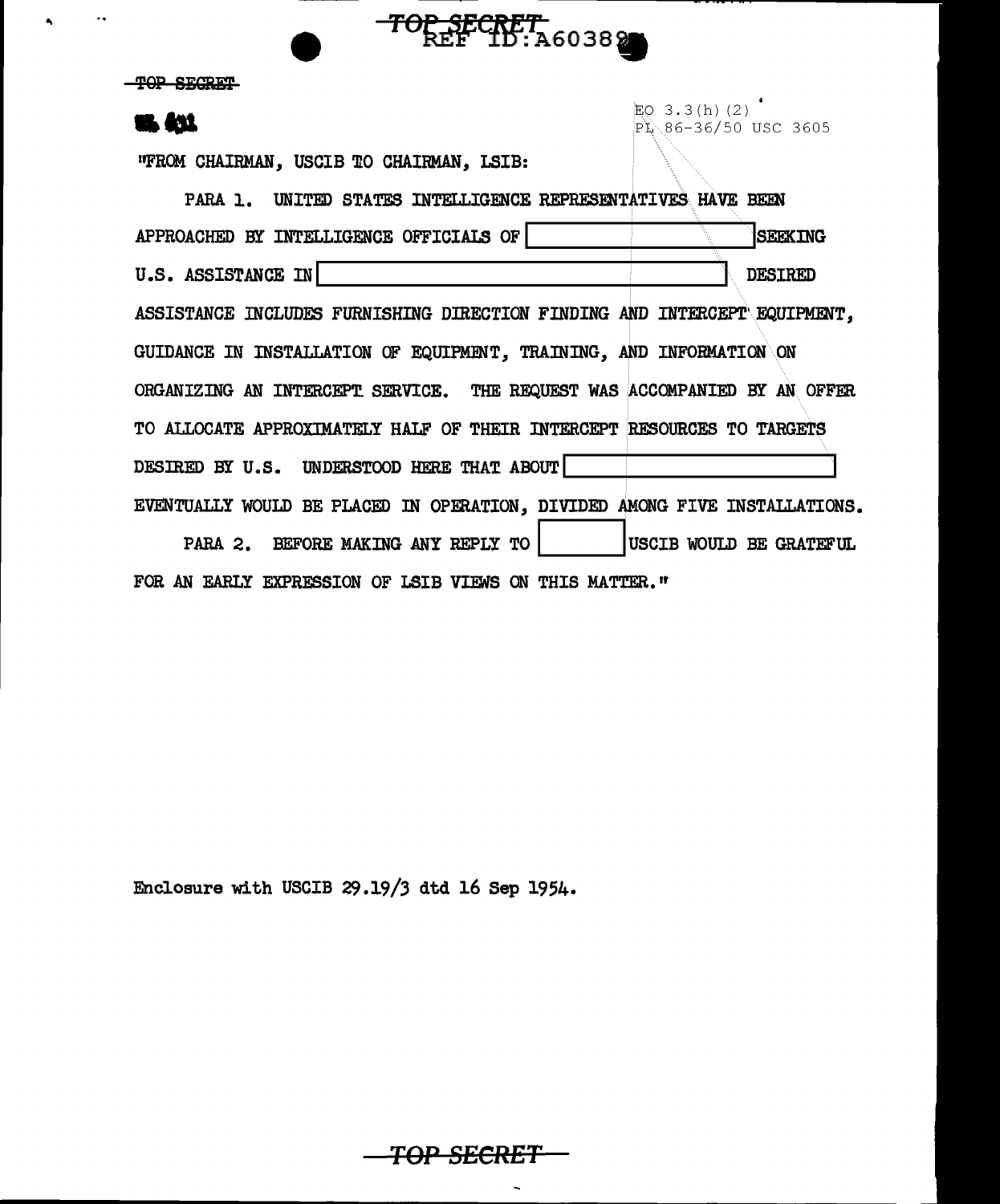TOP SECRET

EO 3.3(h)(2)
PL 86-36/50 USC 3605

"FROM CHAIRMAN, USCIB TO CHAIRMAN, LSIB:

PARA 1. UNITED STATES INTELLIGENCE REPRESENTATIVES HAVE BEEN APPROACHED BY INTELLIGENCE OFFICIALS OF [ ] SEEKING U.S. ASSISTANCE IN [ ] DESIRED ASSISTANCE INCLUDES FURNISHING DIRECTION FINDING AND INTERCEPT EQUIPMENT, GUIDANCE IN INSTALLATION OF EQUIPMENT, TRAINING, AND INFORMATION ON ORGANIZING AN INTERCEPT SERVICE. THE REQUEST WAS ACCOMPANIED BY AN OFFER TO ALLOCATE APPROXIMATELY HALF OF THEIR INTERCEPT RESOURCES TO TARGETS DESIRED BY U.S. UNDERSTOOD HERE THAT ABOUT [ ] EVENTUALLY WOULD BE PLACED IN OPERATION, DIVIDED AMONG FIVE INSTALLATIONS.

PARA 2. BEFORE MAKING ANY REPLY TO [ ] USCIB WOULD BE GRATEFUL FOR AN EARLY EXPRESSION OF LSIB VIEWS ON THIS MATTER."

Enclosure with USCIB 29.19/3 dtd 16 Sep 1954.

TOP SECRET